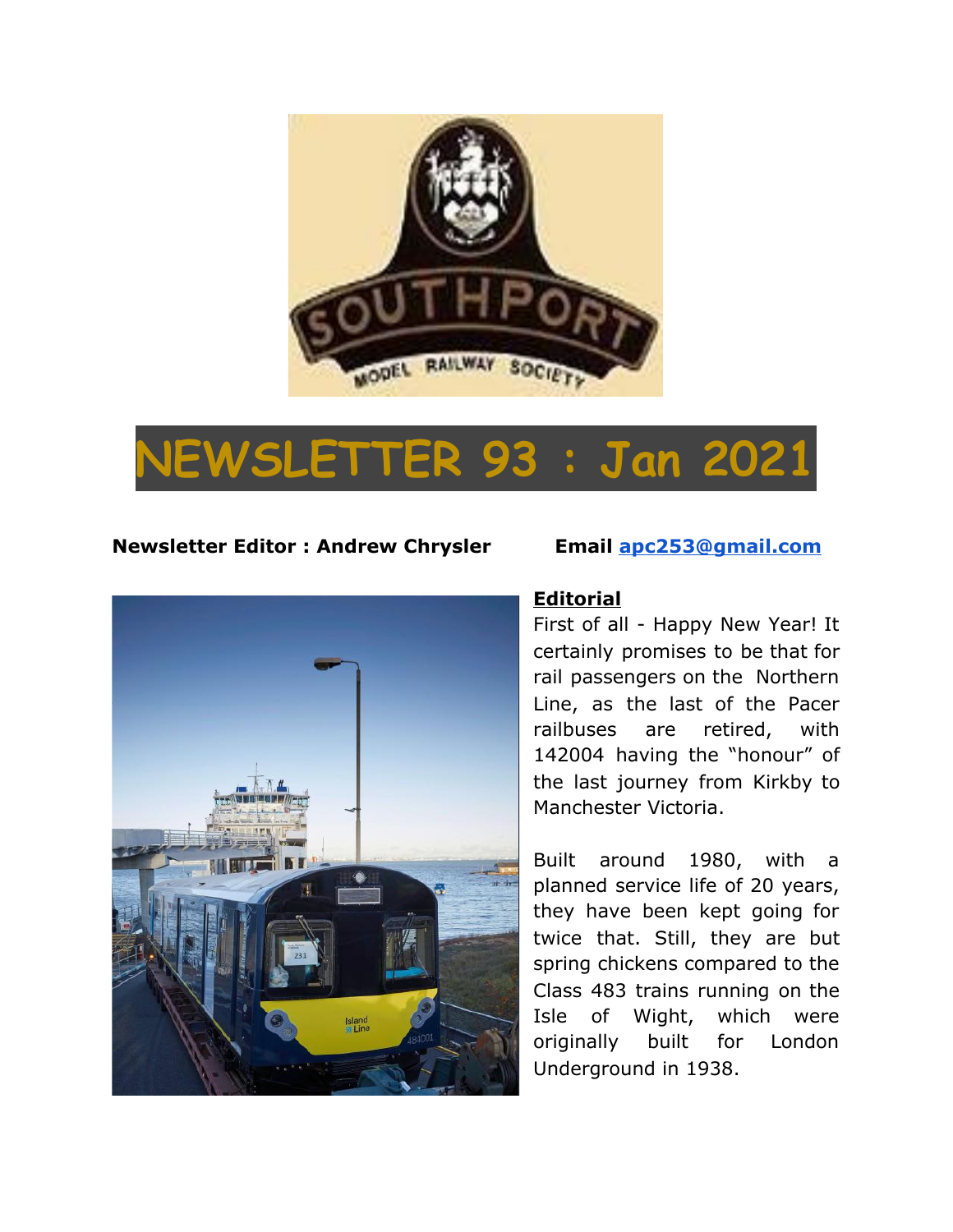# NEWSLETTER 93 : Jan 2021

**Newsletter Editor : Andrew Chrysler** **Email apc253@gmail.com**

## Editorial

First of all - Happy New Year! It certainly promises to be that for rail passengers on the Northern Line, as the last of the Pacer railbuses are retired, with 142004 having the "honour" of the last journey from Kirkby to Manchester Victoria.

Built around 1980, with a planned service life of 20 years, they have been kept going for twice that. Still, they are but spring chickens compared to the Class 483 trains running on the Isle of Wight, which were originally built for London Underground in 1938.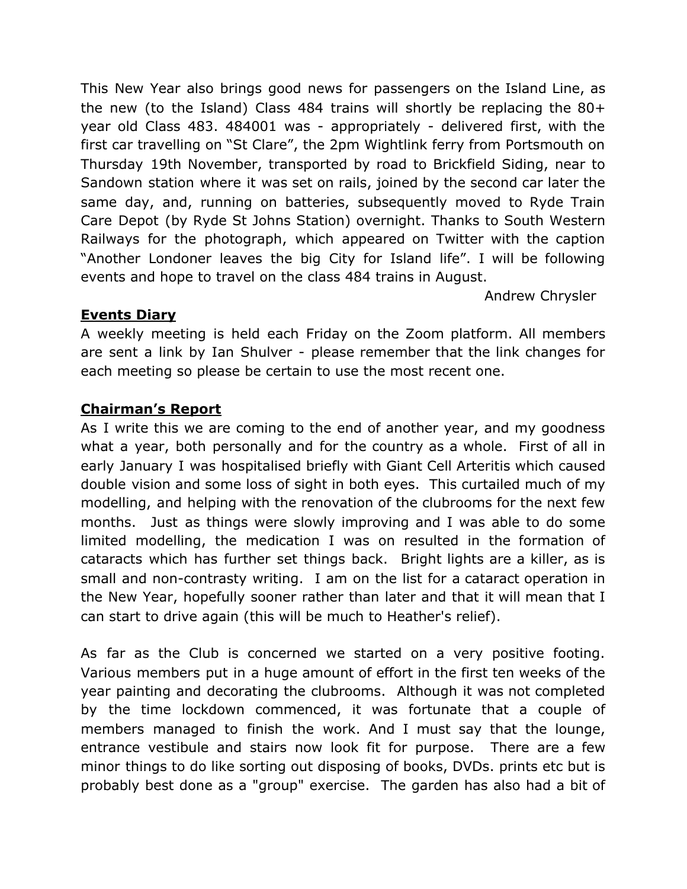This New Year also brings good news for passengers on the Island Line, as the new (to the Island) Class 484 trains will shortly be replacing the 80+ year old Class 483. 484001 was - appropriately - delivered first, with the first car travelling on "St Clare", the 2pm Wightlink ferry from Portsmouth on Thursday 19th November, transported by road to Brickfield Siding, near to Sandown station where it was set on rails, joined by the second car later the same day, and, running on batteries, subsequently moved to Ryde Train Care Depot (by Ryde St Johns Station) overnight. Thanks to South Western Railways for the photograph, which appeared on Twitter with the caption "Another Londoner leaves the big City for Island life". I will be following events and hope to travel on the class 484 trains in August.

Andrew Chrysler

## Events Diary

A weekly meeting is held each Friday on the Zoom platform. All members are sent a link by Ian Shulver - please remember that the link changes for each meeting so please be certain to use the most recent one.

## Chairman's Report

As I write this we are coming to the end of another year, and my goodness what a year, both personally and for the country as a whole. First of all in early January I was hospitalised briefly with Giant Cell Arteritis which caused double vision and some loss of sight in both eyes. This curtailed much of my modelling, and helping with the renovation of the clubrooms for the next few months. Just as things were slowly improving and I was able to do some limited modelling, the medication I was on resulted in the formation of cataracts which has further set things back. Bright lights are a killer, as is small and non-contrasty writing. I am on the list for a cataract operation in the New Year, hopefully sooner rather than later and that it will mean that I can start to drive again (this will be much to Heather's relief).

As far as the Club is concerned we started on a very positive footing. Various members put in a huge amount of effort in the first ten weeks of the year painting and decorating the clubrooms. Although it was not completed by the time lockdown commenced, it was fortunate that a couple of members managed to finish the work. And I must say that the lounge, entrance vestibule and stairs now look fit for purpose. There are a few minor things to do like sorting out disposing of books, DVDs. prints etc but is probably best done as a "group" exercise. The garden has also had a bit of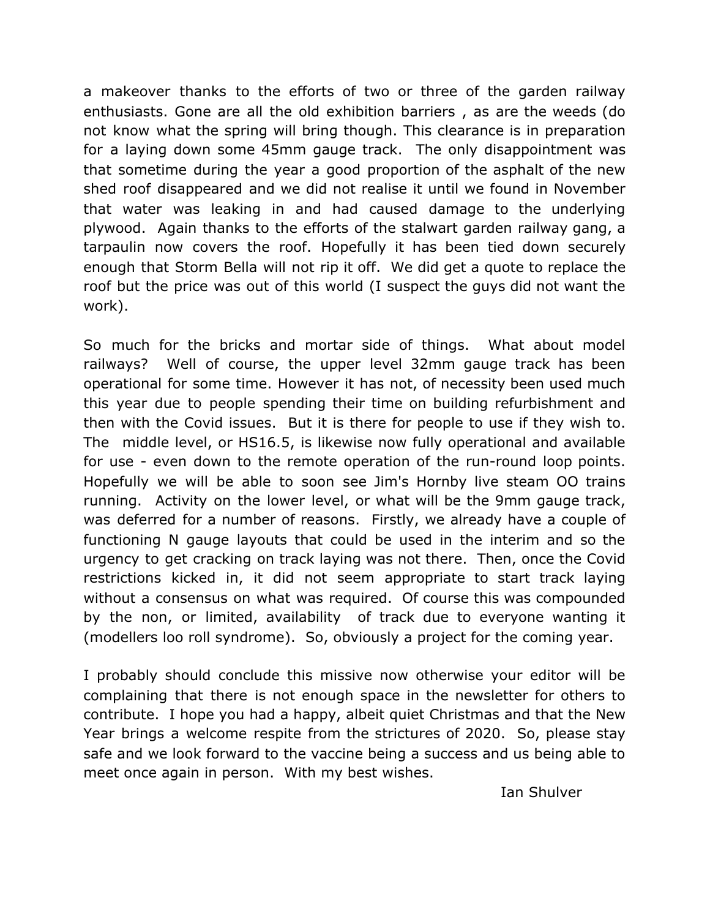a makeover thanks to the efforts of two or three of the garden railway enthusiasts. Gone are all the old exhibition barriers , as are the weeds (do not know what the spring will bring though. This clearance is in preparation for a laying down some 45mm gauge track. The only disappointment was that sometime during the year a good proportion of the asphalt of the new shed roof disappeared and we did not realise it until we found in November that water was leaking in and had caused damage to the underlying plywood. Again thanks to the efforts of the stalwart garden railway gang, a tarpaulin now covers the roof. Hopefully it has been tied down securely enough that Storm Bella will not rip it off. We did get a quote to replace the roof but the price was out of this world (I suspect the guys did not want the work).

So much for the bricks and mortar side of things. What about model railways? Well of course, the upper level 32mm gauge track has been operational for some time. However it has not, of necessity been used much this year due to people spending their time on building refurbishment and then with the Covid issues. But it is there for people to use if they wish to. The middle level, or HS16.5, is likewise now fully operational and available for use - even down to the remote operation of the run-round loop points. Hopefully we will be able to soon see Jim's Hornby live steam OO trains running. Activity on the lower level, or what will be the 9mm gauge track, was deferred for a number of reasons. Firstly, we already have a couple of functioning N gauge layouts that could be used in the interim and so the urgency to get cracking on track laying was not there. Then, once the Covid restrictions kicked in, it did not seem appropriate to start track laying without a consensus on what was required. Of course this was compounded by the non, or limited, availability of track due to everyone wanting it (modellers loo roll syndrome). So, obviously a project for the coming year.

I probably should conclude this missive now otherwise your editor will be complaining that there is not enough space in the newsletter for others to contribute. I hope you had a happy, albeit quiet Christmas and that the New Year brings a welcome respite from the strictures of 2020. So, please stay safe and we look forward to the vaccine being a success and us being able to meet once again in person. With my best wishes.

Ian Shulver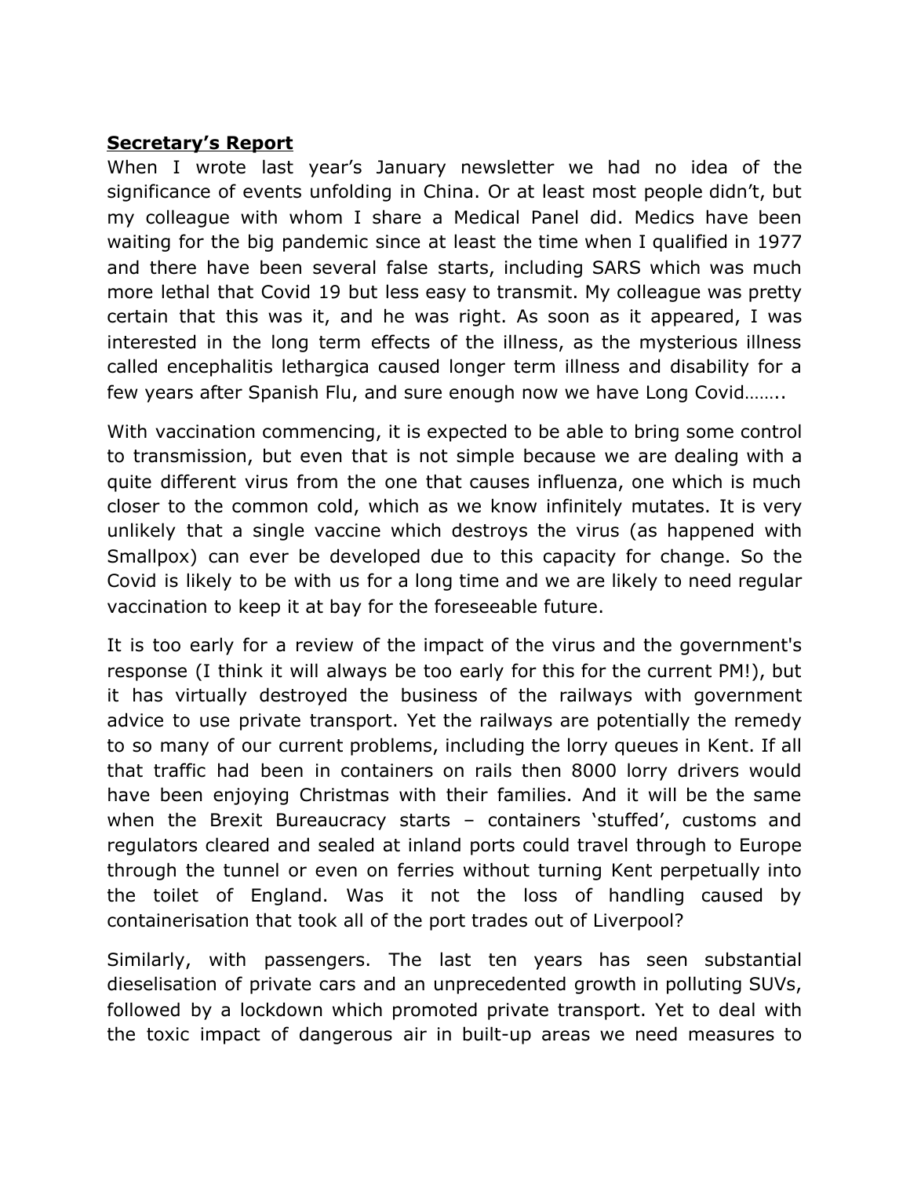**Secretary's Report**

When I wrote last year's January newsletter we had no idea of the significance of events unfolding in China. Or at least most people didn't, but my colleague with whom I share a Medical Panel did. Medics have been waiting for the big pandemic since at least the time when I qualified in 1977 and there have been several false starts, including SARS which was much more lethal that Covid 19 but less easy to transmit. My colleague was pretty certain that this was it, and he was right. As soon as it appeared, I was interested in the long term effects of the illness, as the mysterious illness called encephalitis lethargica caused longer term illness and disability for a few years after Spanish Flu, and sure enough now we have Long Covid……..

With vaccination commencing, it is expected to be able to bring some control to transmission, but even that is not simple because we are dealing with a quite different virus from the one that causes influenza, one which is much closer to the common cold, which as we know infinitely mutates. It is very unlikely that a single vaccine which destroys the virus (as happened with Smallpox) can ever be developed due to this capacity for change. So the Covid is likely to be with us for a long time and we are likely to need regular vaccination to keep it at bay for the foreseeable future.

It is too early for a review of the impact of the virus and the government's response (I think it will always be too early for this for the current PM!), but it has virtually destroyed the business of the railways with government advice to use private transport. Yet the railways are potentially the remedy to so many of our current problems, including the lorry queues in Kent. If all that traffic had been in containers on rails then 8000 lorry drivers would have been enjoying Christmas with their families. And it will be the same when the Brexit Bureaucracy starts – containers 'stuffed', customs and regulators cleared and sealed at inland ports could travel through to Europe through the tunnel or even on ferries without turning Kent perpetually into the toilet of England. Was it not the loss of handling caused by containerisation that took all of the port trades out of Liverpool?

Similarly, with passengers. The last ten years has seen substantial dieselisation of private cars and an unprecedented growth in polluting SUVs, followed by a lockdown which promoted private transport. Yet to deal with the toxic impact of dangerous air in built-up areas we need measures to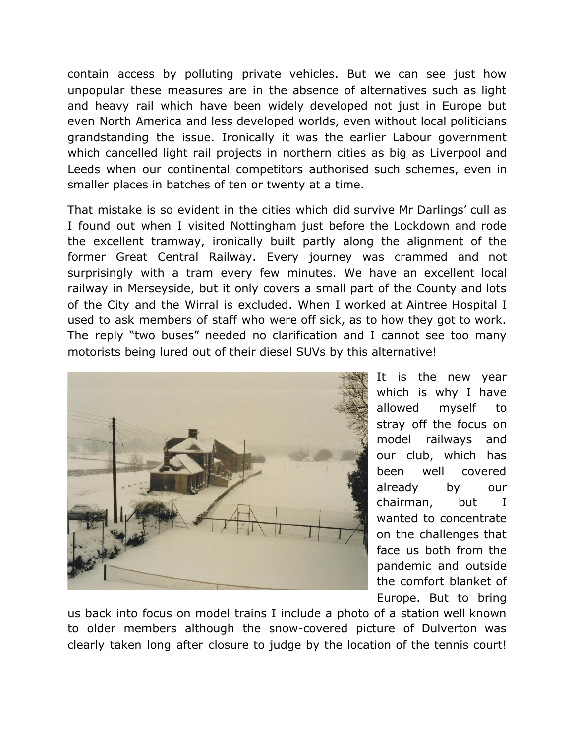contain access by polluting private vehicles. But we can see just how unpopular these measures are in the absence of alternatives such as light and heavy rail which have been widely developed not just in Europe but even North America and less developed worlds, even without local politicians grandstanding the issue. Ironically it was the earlier Labour government which cancelled light rail projects in northern cities as big as Liverpool and Leeds when our continental competitors authorised such schemes, even in smaller places in batches of ten or twenty at a time.

That mistake is so evident in the cities which did survive Mr Darlings' cull as I found out when I visited Nottingham just before the Lockdown and rode the excellent tramway, ironically built partly along the alignment of the former Great Central Railway. Every journey was crammed and not surprisingly with a tram every few minutes. We have an excellent local railway in Merseyside, but it only covers a small part of the County and lots of the City and the Wirral is excluded. When I worked at Aintree Hospital I used to ask members of staff who were off sick, as to how they got to work. The reply "two buses" needed no clarification and I cannot see too many motorists being lured out of their diesel SUVs by this alternative!

It is the new year which is why I have allowed myself to stray off the focus on model railways and our club, which has been well covered already by our chairman, but I wanted to concentrate on the challenges that face us both from the pandemic and outside the comfort blanket of Europe. But to bring us back into focus on model trains I include a photo of a station well known to older members although the snow-covered picture of Dulverton was clearly taken long after closure to judge by the location of the tennis court!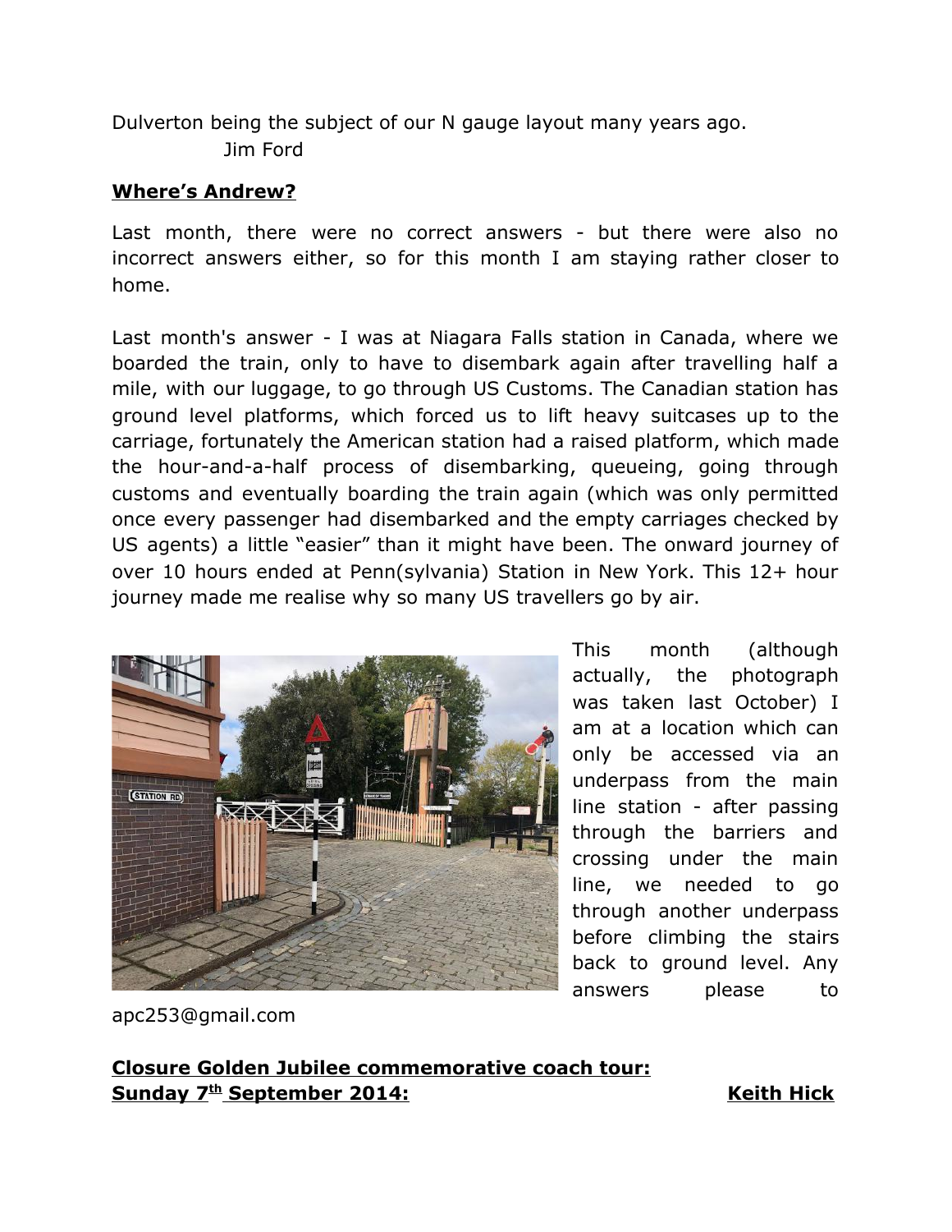Dulverton being the subject of our N gauge layout many years ago.
Jim Ford

**Where's Andrew?**

Last month, there were no correct answers - but there were also no incorrect answers either, so for this month I am staying rather closer to home.

Last month's answer - I was at Niagara Falls station in Canada, where we boarded the train, only to have to disembark again after travelling half a mile, with our luggage, to go through US Customs. The Canadian station has ground level platforms, which forced us to lift heavy suitcases up to the carriage, fortunately the American station had a raised platform, which made the hour-and-a-half process of disembarking, queueing, going through customs and eventually boarding the train again (which was only permitted once every passenger had disembarked and the empty carriages checked by US agents) a little "easier" than it might have been. The onward journey of over 10 hours ended at Penn(sylvania) Station in New York. This 12+ hour journey made me realise why so many US travellers go by air.

This month (although actually, the photograph was taken last October) I am at a location which can only be accessed via an underpass from the main line station - after passing through the barriers and crossing under the main line, we needed to go through another underpass before climbing the stairs back to ground level. Any answers please to apc253@gmail.com

**Closure Golden Jubilee commemorative coach tour: Sunday 7th September 2014:** **Keith Hick**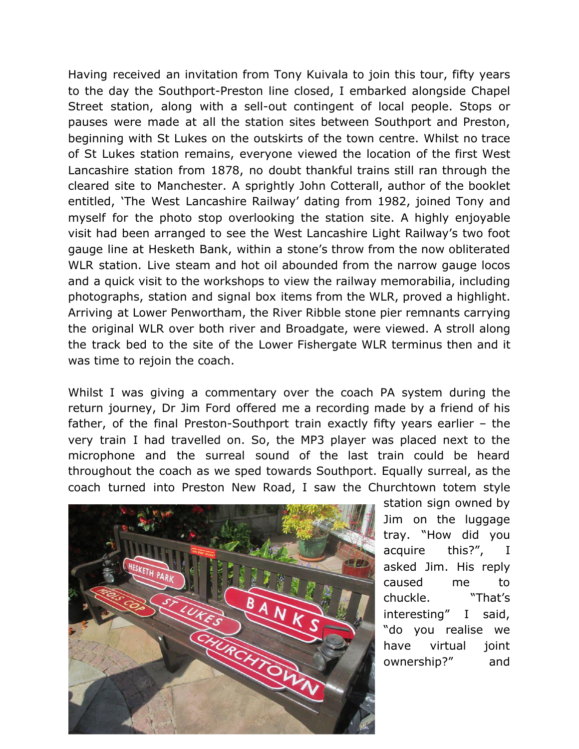Having received an invitation from Tony Kuivala to join this tour, fifty years to the day the Southport-Preston line closed, I embarked alongside Chapel Street station, along with a sell-out contingent of local people. Stops or pauses were made at all the station sites between Southport and Preston, beginning with St Lukes on the outskirts of the town centre. Whilst no trace of St Lukes station remains, everyone viewed the location of the first West Lancashire station from 1878, no doubt thankful trains still ran through the cleared site to Manchester. A sprightly John Cotterall, author of the booklet entitled, 'The West Lancashire Railway' dating from 1982, joined Tony and myself for the photo stop overlooking the station site. A highly enjoyable visit had been arranged to see the West Lancashire Light Railway's two foot gauge line at Hesketh Bank, within a stone's throw from the now obliterated WLR station. Live steam and hot oil abounded from the narrow gauge locos and a quick visit to the workshops to view the railway memorabilia, including photographs, station and signal box items from the WLR, proved a highlight. Arriving at Lower Penwortham, the River Ribble stone pier remnants carrying the original WLR over both river and Broadgate, were viewed. A stroll along the track bed to the site of the Lower Fishergate WLR terminus then and it was time to rejoin the coach.

Whilst I was giving a commentary over the coach PA system during the return journey, Dr Jim Ford offered me a recording made by a friend of his father, of the final Preston-Southport train exactly fifty years earlier – the very train I had travelled on. So, the MP3 player was placed next to the microphone and the surreal sound of the last train could be heard throughout the coach as we sped towards Southport. Equally surreal, as the coach turned into Preston New Road, I saw the Churchtown totem style station sign owned by Jim on the luggage tray. "How did you acquire this?", I asked Jim. His reply caused me to chuckle. "That's interesting" I said, "do you realise we have virtual joint ownership?" and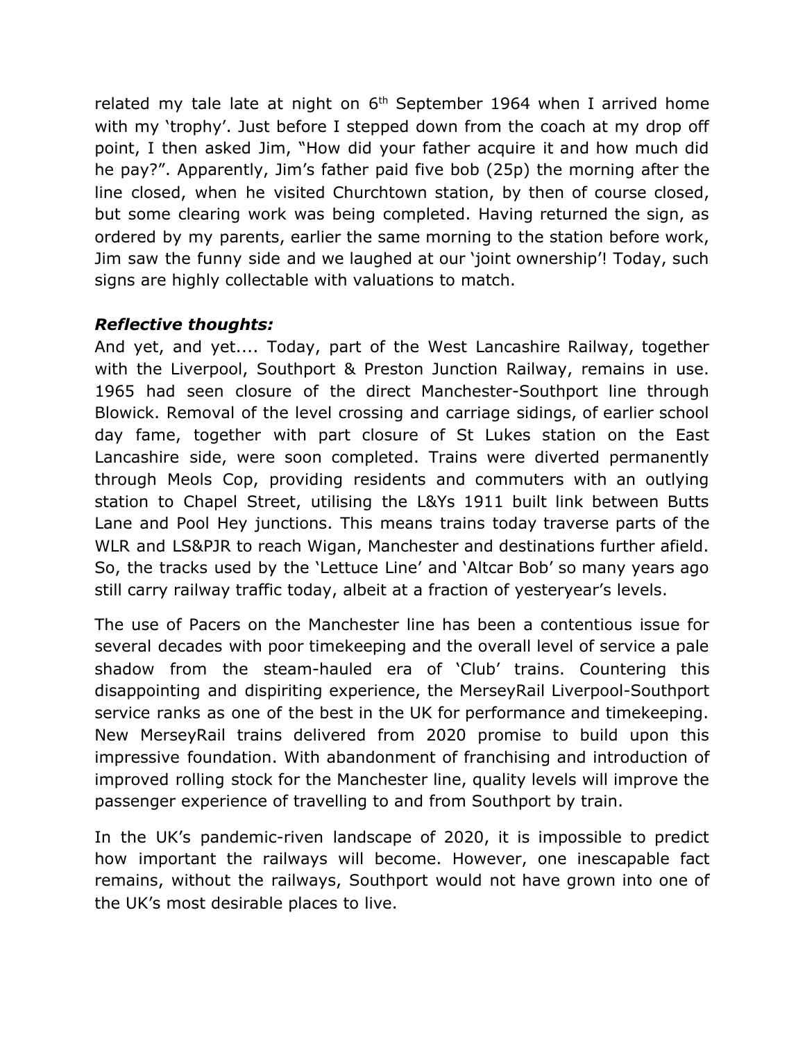related my tale late at night on 6th September 1964 when I arrived home with my 'trophy'. Just before I stepped down from the coach at my drop off point, I then asked Jim, "How did your father acquire it and how much did he pay?". Apparently, Jim's father paid five bob (25p) the morning after the line closed, when he visited Churchtown station, by then of course closed, but some clearing work was being completed. Having returned the sign, as ordered by my parents, earlier the same morning to the station before work, Jim saw the funny side and we laughed at our 'joint ownership'! Today, such signs are highly collectable with valuations to match.

### ***Reflective thoughts:***

And yet, and yet.... Today, part of the West Lancashire Railway, together with the Liverpool, Southport & Preston Junction Railway, remains in use. 1965 had seen closure of the direct Manchester-Southport line through Blowick. Removal of the level crossing and carriage sidings, of earlier school day fame, together with part closure of St Lukes station on the East Lancashire side, were soon completed. Trains were diverted permanently through Meols Cop, providing residents and commuters with an outlying station to Chapel Street, utilising the L&Ys 1911 built link between Butts Lane and Pool Hey junctions. This means trains today traverse parts of the WLR and LS&PJR to reach Wigan, Manchester and destinations further afield. So, the tracks used by the 'Lettuce Line' and 'Altcar Bob' so many years ago still carry railway traffic today, albeit at a fraction of yesteryear's levels.

The use of Pacers on the Manchester line has been a contentious issue for several decades with poor timekeeping and the overall level of service a pale shadow from the steam-hauled era of 'Club' trains. Countering this disappointing and dispiriting experience, the MerseyRail Liverpool-Southport service ranks as one of the best in the UK for performance and timekeeping. New MerseyRail trains delivered from 2020 promise to build upon this impressive foundation. With abandonment of franchising and introduction of improved rolling stock for the Manchester line, quality levels will improve the passenger experience of travelling to and from Southport by train.

In the UK's pandemic-riven landscape of 2020, it is impossible to predict how important the railways will become. However, one inescapable fact remains, without the railways, Southport would not have grown into one of the UK's most desirable places to live.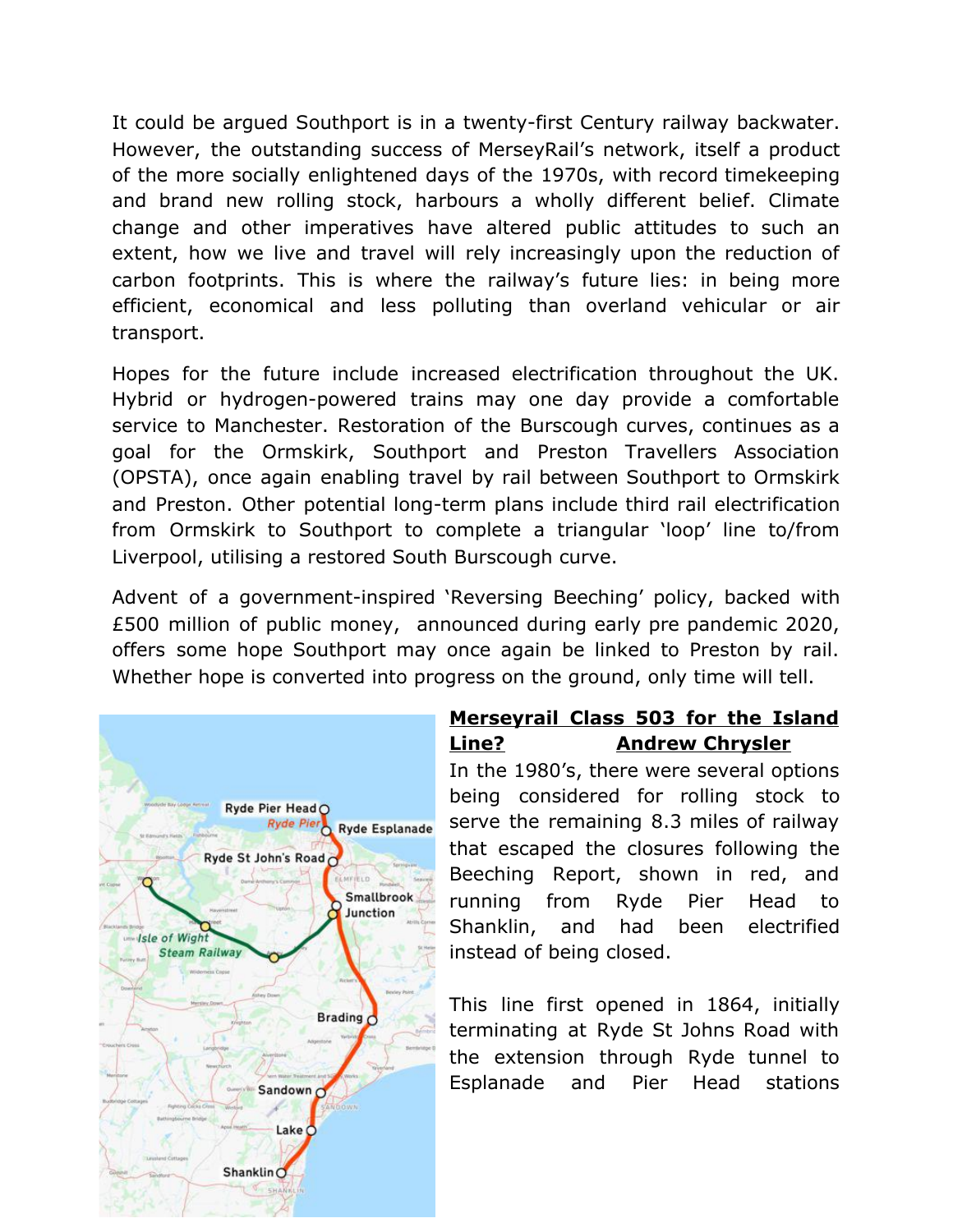It could be argued Southport is in a twenty-first Century railway backwater. However, the outstanding success of MerseyRail's network, itself a product of the more socially enlightened days of the 1970s, with record timekeeping and brand new rolling stock, harbours a wholly different belief. Climate change and other imperatives have altered public attitudes to such an extent, how we live and travel will rely increasingly upon the reduction of carbon footprints. This is where the railway's future lies: in being more efficient, economical and less polluting than overland vehicular or air transport.

Hopes for the future include increased electrification throughout the UK. Hybrid or hydrogen-powered trains may one day provide a comfortable service to Manchester. Restoration of the Burscough curves, continues as a goal for the Ormskirk, Southport and Preston Travellers Association (OPSTA), once again enabling travel by rail between Southport to Ormskirk and Preston. Other potential long-term plans include third rail electrification from Ormskirk to Southport to complete a triangular 'loop' line to/from Liverpool, utilising a restored South Burscough curve.

Advent of a government-inspired 'Reversing Beeching' policy, backed with £500 million of public money, announced during early pre pandemic 2020, offers some hope Southport may once again be linked to Preston by rail. Whether hope is converted into progress on the ground, only time will tell.

**Merseyrail Class 503 for the Island Line?** **Andrew Chrysler**

In the 1980's, there were several options being considered for rolling stock to serve the remaining 8.3 miles of railway that escaped the closures following the Beeching Report, shown in red, and running from Ryde Pier Head to Shanklin, and had been electrified instead of being closed.

This line first opened in 1864, initially terminating at Ryde St Johns Road with the extension through Ryde tunnel to Esplanade and Pier Head stations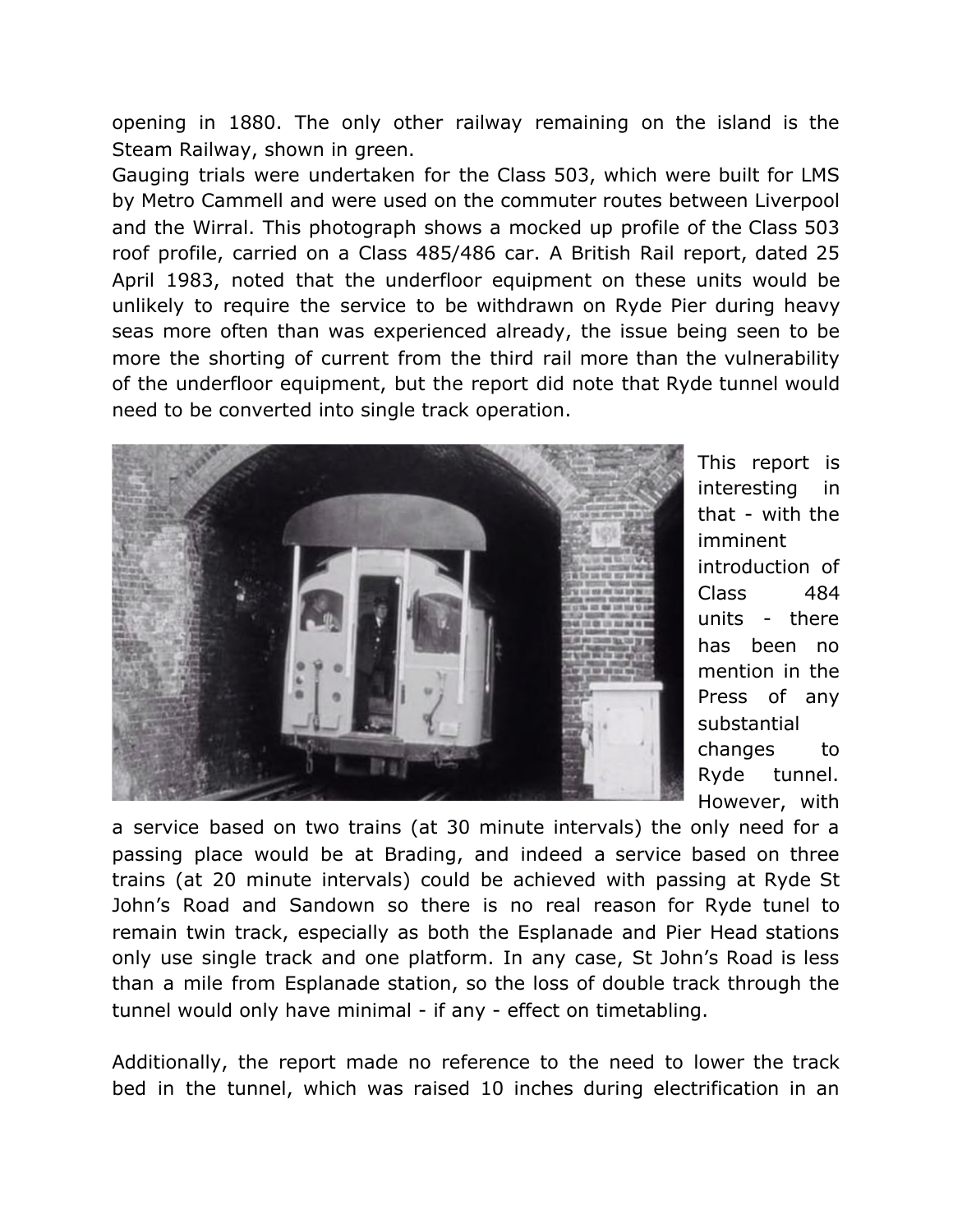opening in 1880. The only other railway remaining on the island is the Steam Railway, shown in green.

Gauging trials were undertaken for the Class 503, which were built for LMS by Metro Cammell and were used on the commuter routes between Liverpool and the Wirral. This photograph shows a mocked up profile of the Class 503 roof profile, carried on a Class 485/486 car. A British Rail report, dated 25 April 1983, noted that the underfloor equipment on these units would be unlikely to require the service to be withdrawn on Ryde Pier during heavy seas more often than was experienced already, the issue being seen to be more the shorting of current from the third rail more than the vulnerability of the underfloor equipment, but the report did note that Ryde tunnel would need to be converted into single track operation.

This report is interesting in that - with the imminent introduction of Class 484 units - there has been no mention in the Press of any substantial changes to Ryde tunnel. However, with a service based on two trains (at 30 minute intervals) the only need for a passing place would be at Brading, and indeed a service based on three trains (at 20 minute intervals) could be achieved with passing at Ryde St John's Road and Sandown so there is no real reason for Ryde tunel to remain twin track, especially as both the Esplanade and Pier Head stations only use single track and one platform. In any case, St John's Road is less than a mile from Esplanade station, so the loss of double track through the tunnel would only have minimal - if any - effect on timetabling.

Additionally, the report made no reference to the need to lower the track bed in the tunnel, which was raised 10 inches during electrification in an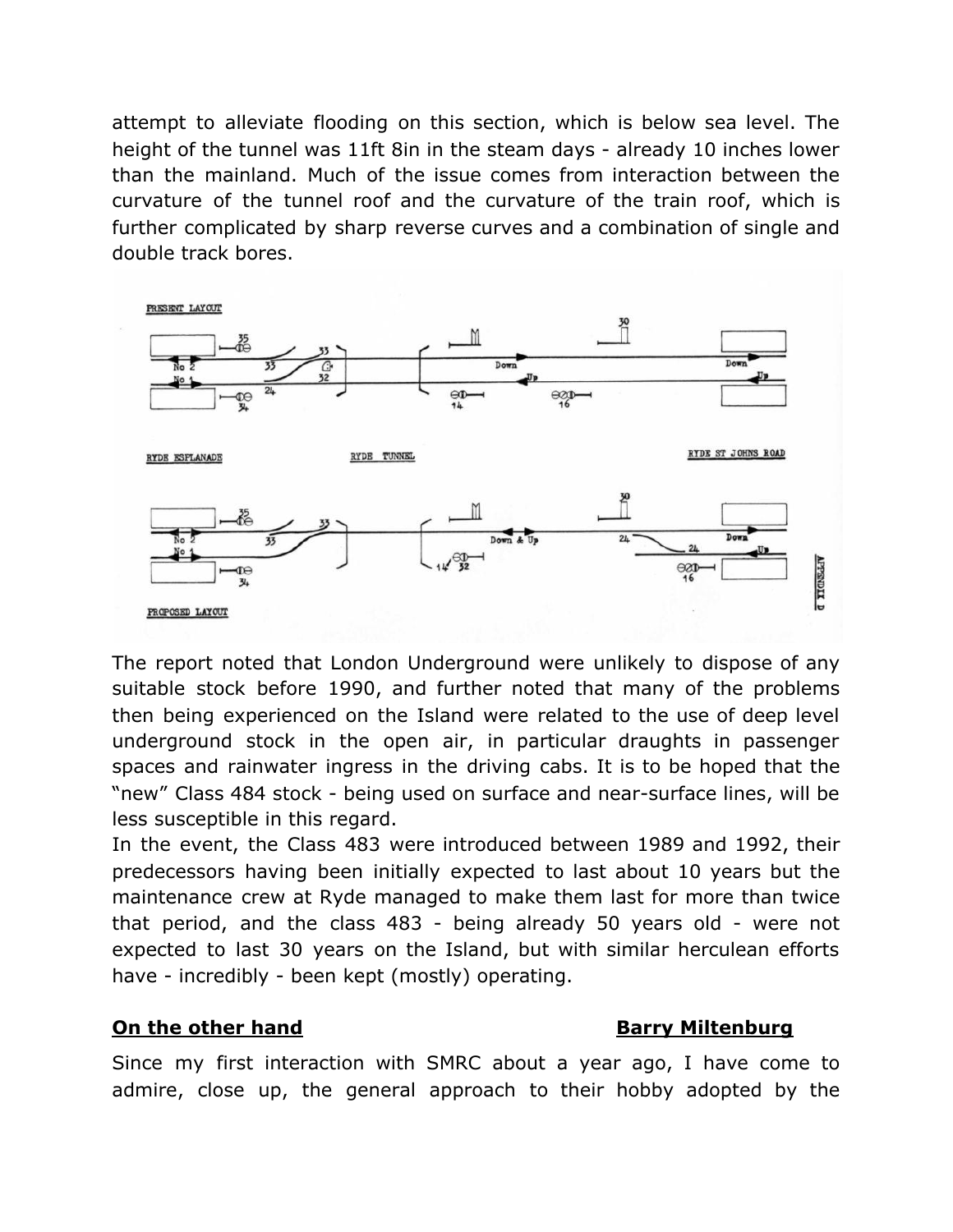attempt to alleviate flooding on this section, which is below sea level. The height of the tunnel was 11ft 8in in the steam days - already 10 inches lower than the mainland. Much of the issue comes from interaction between the curvature of the tunnel roof and the curvature of the train roof, which is further complicated by sharp reverse curves and a combination of single and double track bores.

The report noted that London Underground were unlikely to dispose of any suitable stock before 1990, and further noted that many of the problems then being experienced on the Island were related to the use of deep level underground stock in the open air, in particular draughts in passenger spaces and rainwater ingress in the driving cabs. It is to be hoped that the "new" Class 484 stock - being used on surface and near-surface lines, will be less susceptible in this regard.

In the event, the Class 483 were introduced between 1989 and 1992, their predecessors having been initially expected to last about 10 years but the maintenance crew at Ryde managed to make them last for more than twice that period, and the class 483 - being already 50 years old - were not expected to last 30 years on the Island, but with similar herculean efforts have - incredibly - been kept (mostly) operating.

## On the other hand — Barry Miltenburg

Since my first interaction with SMRC about a year ago, I have come to admire, close up, the general approach to their hobby adopted by the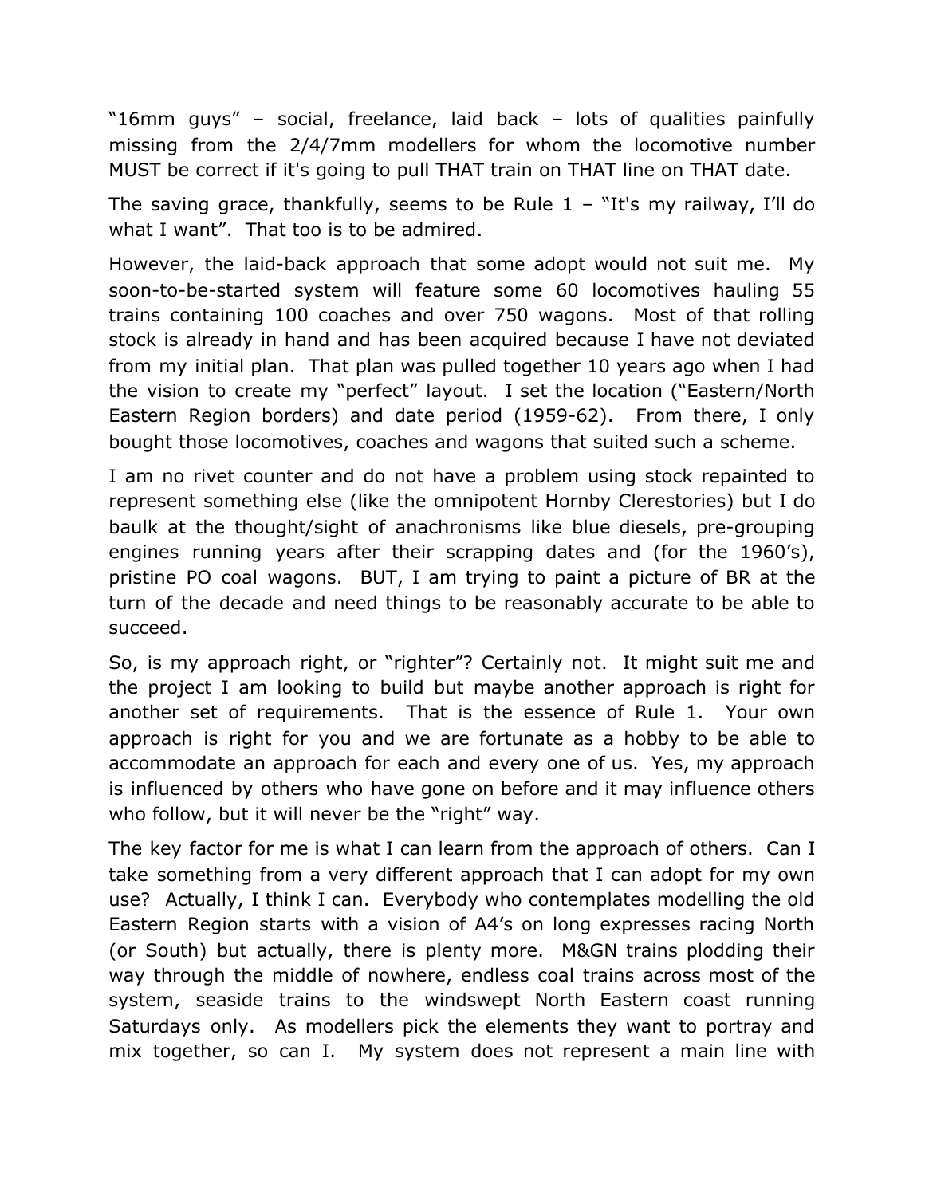"16mm guys" – social, freelance, laid back – lots of qualities painfully missing from the 2/4/7mm modellers for whom the locomotive number MUST be correct if it's going to pull THAT train on THAT line on THAT date.

The saving grace, thankfully, seems to be Rule 1 – "It's my railway, I'll do what I want". That too is to be admired.

However, the laid-back approach that some adopt would not suit me. My soon-to-be-started system will feature some 60 locomotives hauling 55 trains containing 100 coaches and over 750 wagons. Most of that rolling stock is already in hand and has been acquired because I have not deviated from my initial plan. That plan was pulled together 10 years ago when I had the vision to create my "perfect" layout. I set the location ("Eastern/North Eastern Region borders) and date period (1959-62). From there, I only bought those locomotives, coaches and wagons that suited such a scheme.

I am no rivet counter and do not have a problem using stock repainted to represent something else (like the omnipotent Hornby Clerestories) but I do baulk at the thought/sight of anachronisms like blue diesels, pre-grouping engines running years after their scrapping dates and (for the 1960's), pristine PO coal wagons. BUT, I am trying to paint a picture of BR at the turn of the decade and need things to be reasonably accurate to be able to succeed.

So, is my approach right, or "righter"? Certainly not. It might suit me and the project I am looking to build but maybe another approach is right for another set of requirements. That is the essence of Rule 1. Your own approach is right for you and we are fortunate as a hobby to be able to accommodate an approach for each and every one of us. Yes, my approach is influenced by others who have gone on before and it may influence others who follow, but it will never be the "right" way.

The key factor for me is what I can learn from the approach of others. Can I take something from a very different approach that I can adopt for my own use? Actually, I think I can. Everybody who contemplates modelling the old Eastern Region starts with a vision of A4's on long expresses racing North (or South) but actually, there is plenty more. M&GN trains plodding their way through the middle of nowhere, endless coal trains across most of the system, seaside trains to the windswept North Eastern coast running Saturdays only. As modellers pick the elements they want to portray and mix together, so can I. My system does not represent a main line with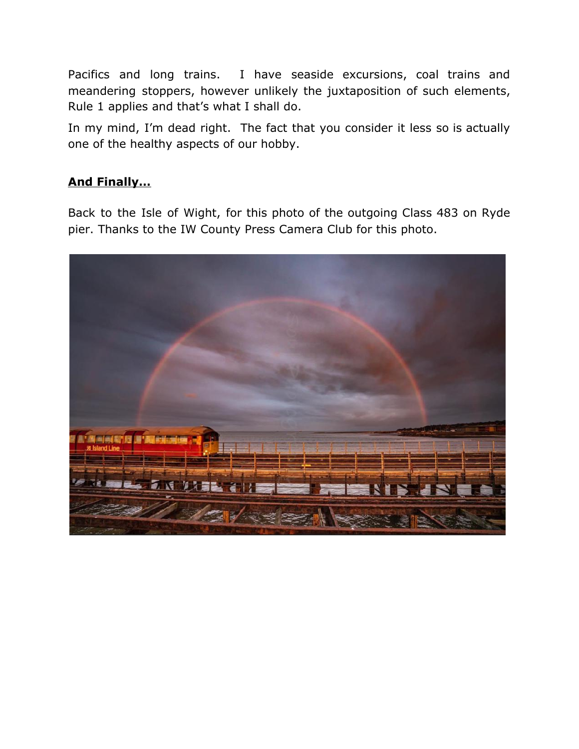Pacifics and long trains. I have seaside excursions, coal trains and meandering stoppers, however unlikely the juxtaposition of such elements, Rule 1 applies and that's what I shall do.

In my mind, I'm dead right. The fact that you consider it less so is actually one of the healthy aspects of our hobby.

**And Finally…**

Back to the Isle of Wight, for this photo of the outgoing Class 483 on Ryde pier. Thanks to the IW County Press Camera Club for this photo.